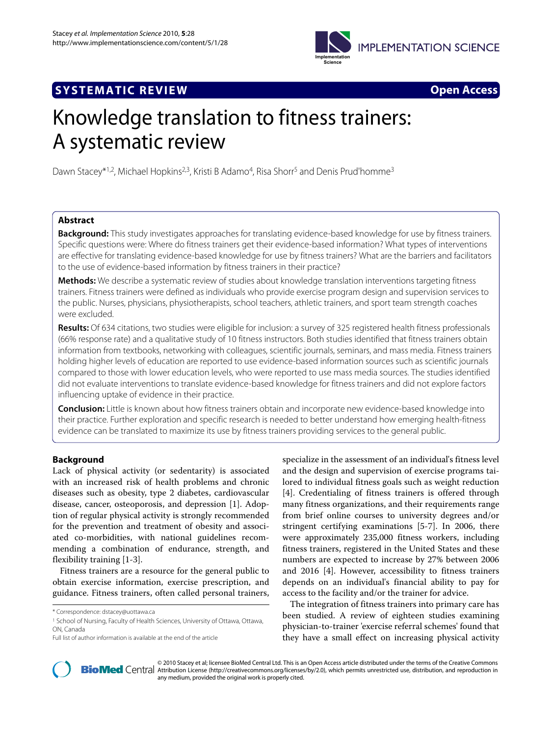**SYSTEMATIC REVIEW** **Open Access**

# Knowledge translation to fitness trainers: A systematic review

Dawn Stacey*[1,2], Michael Hopkins[2,3], Kristi B Adamo[4], Risa Shorr[5] and Denis Prud'homme[3]

## Abstract

**Background:** This study investigates approaches for translating evidence-based knowledge for use by fitness trainers. Specific questions were: Where do fitness trainers get their evidence-based information? What types of interventions are effective for translating evidence-based knowledge for use by fitness trainers? What are the barriers and facilitators to the use of evidence-based information by fitness trainers in their practice?

**Methods:** We describe a systematic review of studies about knowledge translation interventions targeting fitness trainers. Fitness trainers were defined as individuals who provide exercise program design and supervision services to the public. Nurses, physicians, physiotherapists, school teachers, athletic trainers, and sport team strength coaches were excluded.

**Results:** Of 634 citations, two studies were eligible for inclusion: a survey of 325 registered health fitness professionals (66% response rate) and a qualitative study of 10 fitness instructors. Both studies identified that fitness trainers obtain information from textbooks, networking with colleagues, scientific journals, seminars, and mass media. Fitness trainers holding higher levels of education are reported to use evidence-based information sources such as scientific journals compared to those with lower education levels, who were reported to use mass media sources. The studies identified did not evaluate interventions to translate evidence-based knowledge for fitness trainers and did not explore factors influencing uptake of evidence in their practice.

**Conclusion:** Little is known about how fitness trainers obtain and incorporate new evidence-based knowledge into their practice. Further exploration and specific research is needed to better understand how emerging health-fitness evidence can be translated to maximize its use by fitness trainers providing services to the general public.

## Background

Lack of physical activity (or sedentarity) is associated with an increased risk of health problems and chronic diseases such as obesity, type 2 diabetes, cardiovascular disease, cancer, osteoporosis, and depression [1]. Adoption of regular physical activity is strongly recommended for the prevention and treatment of obesity and associated co-morbidities, with national guidelines recommending a combination of endurance, strength, and flexibility training [1-3].

Fitness trainers are a resource for the general public to obtain exercise information, exercise prescription, and guidance. Fitness trainers, often called personal trainers, specialize in the assessment of an individual's fitness level and the design and supervision of exercise programs tailored to individual fitness goals such as weight reduction [4]. Credentialing of fitness trainers is offered through many fitness organizations, and their requirements range from brief online courses to university degrees and/or stringent certifying examinations [5-7]. In 2006, there were approximately 235,000 fitness workers, including fitness trainers, registered in the United States and these numbers are expected to increase by 27% between 2006 and 2016 [4]. However, accessibility to fitness trainers depends on an individual's financial ability to pay for access to the facility and/or the trainer for advice.

The integration of fitness trainers into primary care has been studied. A review of eighteen studies examining physician-to-trainer 'exercise referral schemes' found that they have a small effect on increasing physical activity

\* Correspondence: dstacey@uottawa.ca

[1] School of Nursing, Faculty of Health Sciences, University of Ottawa, Ottawa, ON, Canada

Full list of author information is available at the end of the article

© 2010 Stacey et al; licensee BioMed Central Ltd. This is an Open Access article distributed under the terms of the Creative Commons Attribution License (http://creativecommons.org/licenses/by/2.0), which permits unrestricted use, distribution, and reproduction in any medium, provided the original work is properly cited.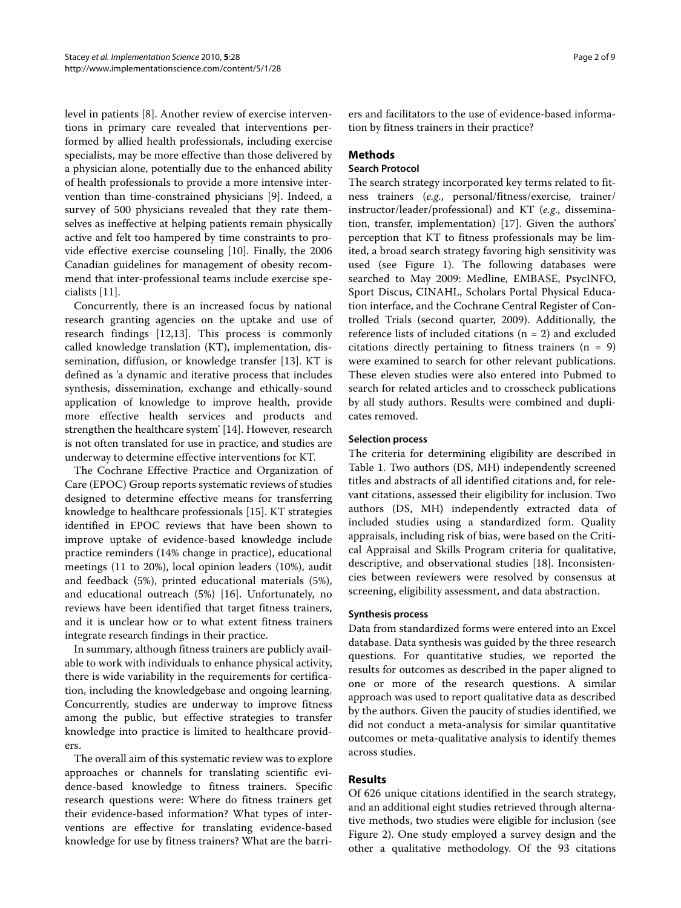level in patients [8]. Another review of exercise interventions in primary care revealed that interventions performed by allied health professionals, including exercise specialists, may be more effective than those delivered by a physician alone, potentially due to the enhanced ability of health professionals to provide a more intensive intervention than time-constrained physicians [9]. Indeed, a survey of 500 physicians revealed that they rate themselves as ineffective at helping patients remain physically active and felt too hampered by time constraints to provide effective exercise counseling [10]. Finally, the 2006 Canadian guidelines for management of obesity recommend that inter-professional teams include exercise specialists [11].

Concurrently, there is an increased focus by national research granting agencies on the uptake and use of research findings [12,13]. This process is commonly called knowledge translation (KT), implementation, dissemination, diffusion, or knowledge transfer [13]. KT is defined as 'a dynamic and iterative process that includes synthesis, dissemination, exchange and ethically-sound application of knowledge to improve health, provide more effective health services and products and strengthen the healthcare system' [14]. However, research is not often translated for use in practice, and studies are underway to determine effective interventions for KT.

The Cochrane Effective Practice and Organization of Care (EPOC) Group reports systematic reviews of studies designed to determine effective means for transferring knowledge to healthcare professionals [15]. KT strategies identified in EPOC reviews that have been shown to improve uptake of evidence-based knowledge include practice reminders (14% change in practice), educational meetings (11 to 20%), local opinion leaders (10%), audit and feedback (5%), printed educational materials (5%), and educational outreach (5%) [16]. Unfortunately, no reviews have been identified that target fitness trainers, and it is unclear how or to what extent fitness trainers integrate research findings in their practice.

In summary, although fitness trainers are publicly available to work with individuals to enhance physical activity, there is wide variability in the requirements for certification, including the knowledgebase and ongoing learning. Concurrently, studies are underway to improve fitness among the public, but effective strategies to transfer knowledge into practice is limited to healthcare providers.

The overall aim of this systematic review was to explore approaches or channels for translating scientific evidence-based knowledge to fitness trainers. Specific research questions were: Where do fitness trainers get their evidence-based information? What types of interventions are effective for translating evidence-based knowledge for use by fitness trainers? What are the barriers and facilitators to the use of evidence-based information by fitness trainers in their practice?

## Methods

### Search Protocol

The search strategy incorporated key terms related to fitness trainers (*e.g.*, personal/fitness/exercise, trainer/instructor/leader/professional) and KT (*e.g.*, dissemination, transfer, implementation) [17]. Given the authors' perception that KT to fitness professionals may be limited, a broad search strategy favoring high sensitivity was used (see Figure 1). The following databases were searched to May 2009: Medline, EMBASE, PsycINFO, Sport Discus, CINAHL, Scholars Portal Physical Education interface, and the Cochrane Central Register of Controlled Trials (second quarter, 2009). Additionally, the reference lists of included citations (n = 2) and excluded citations directly pertaining to fitness trainers (n = 9) were examined to search for other relevant publications. These eleven studies were also entered into Pubmed to search for related articles and to crosscheck publications by all study authors. Results were combined and duplicates removed.

#### Selection process

The criteria for determining eligibility are described in Table 1. Two authors (DS, MH) independently screened titles and abstracts of all identified citations and, for relevant citations, assessed their eligibility for inclusion. Two authors (DS, MH) independently extracted data of included studies using a standardized form. Quality appraisals, including risk of bias, were based on the Critical Appraisal and Skills Program criteria for qualitative, descriptive, and observational studies [18]. Inconsistencies between reviewers were resolved by consensus at screening, eligibility assessment, and data abstraction.

#### Synthesis process

Data from standardized forms were entered into an Excel database. Data synthesis was guided by the three research questions. For quantitative studies, we reported the results for outcomes as described in the paper aligned to one or more of the research questions. A similar approach was used to report qualitative data as described by the authors. Given the paucity of studies identified, we did not conduct a meta-analysis for similar quantitative outcomes or meta-qualitative analysis to identify themes across studies.

## Results

Of 626 unique citations identified in the search strategy, and an additional eight studies retrieved through alternative methods, two studies were eligible for inclusion (see Figure 2). One study employed a survey design and the other a qualitative methodology. Of the 93 citations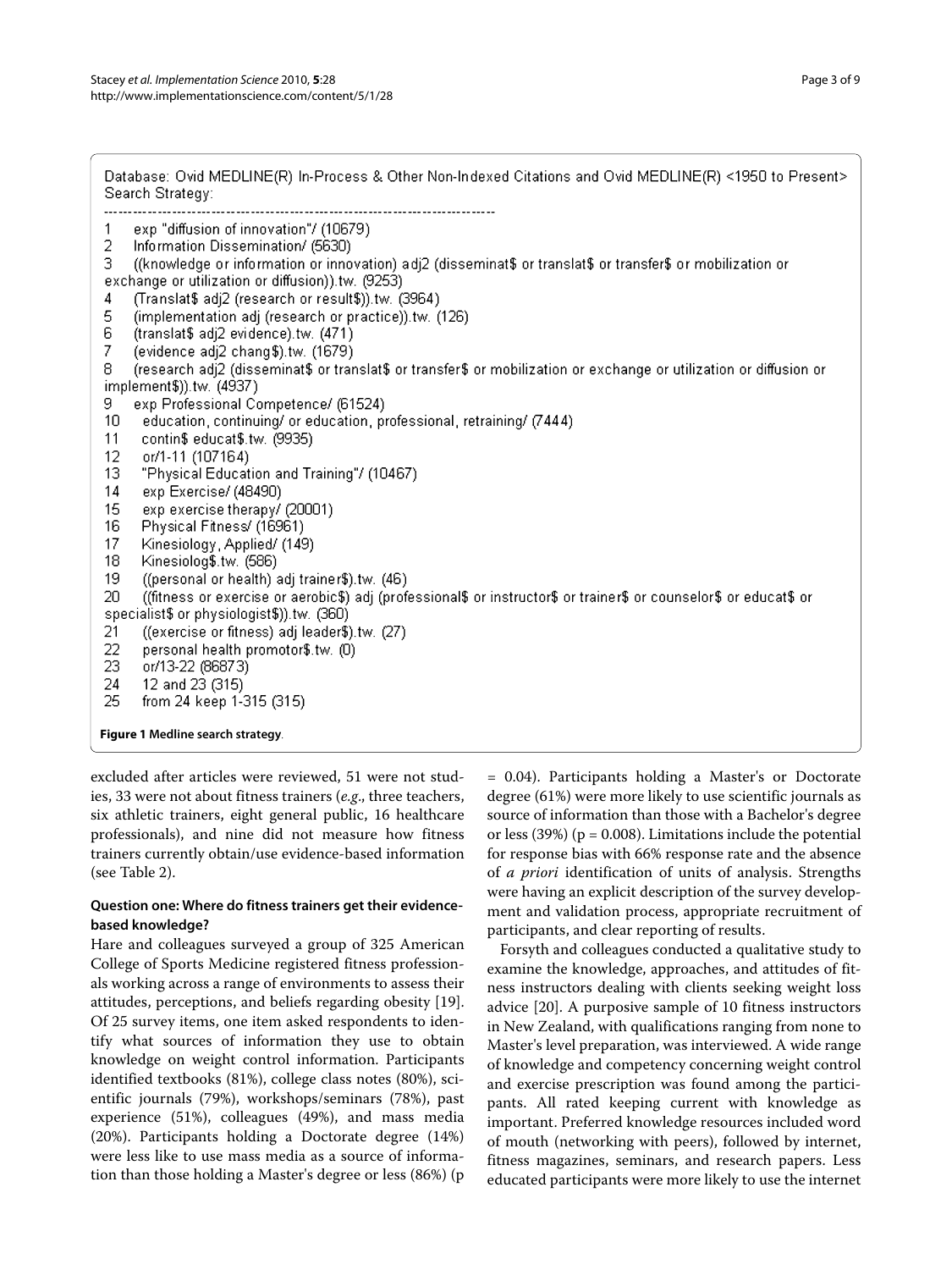```
Database: Ovid MEDLINE(R) In-Process & Other Non-Indexed Citations and Ovid MEDLINE(R) <1950 to Present>
Search Strategy:
--------------------------------------------------------------------------------
1    exp "diffusion of innovation"/ (10679)
2    Information Dissemination/ (5630)
3    ((knowledge or information or innovation) adj2 (disseminat$ or translat$ or transfer$ or mobilization or
exchange or utilization or diffusion)).tw. (9253)
4    (Translat$ adj2 (research or result$)).tw. (3964)
5    (implementation adj (research or practice)).tw. (126)
6    (translat$ adj2 evidence).tw. (471)
7    (evidence adj2 chang$).tw. (1679)
8    (research adj2 (disseminat$ or translat$ or transfer$ or mobilization or exchange or utilization or diffusion or
implement$)).tw. (4937)
9    exp Professional Competence/ (61524)
10    education, continuing/ or education, professional, retraining/ (7444)
11    contin$ educat$.tw. (9935)
12    or/1-11 (107164)
13    "Physical Education and Training"/ (10467)
14    exp Exercise/ (48490)
15    exp exercise therapy/ (20001)
16    Physical Fitness/ (16961)
17    Kinesiology, Applied/ (149)
18    Kinesiolog$.tw. (586)
19    ((personal or health) adj trainer$).tw. (46)
20    ((fitness or exercise or aerobic$) adj (professional$ or instructor$ or trainer$ or counselor$ or educat$ or
specialist$ or physiologist$)).tw. (360)
21    ((exercise or fitness) adj leader$).tw. (27)
22    personal health promotor$.tw. (0)
23    or/13-22 (86873)
24    12 and 23 (315)
25    from 24 keep 1-315 (315)
```

**Figure 1 Medline search strategy**.

excluded after articles were reviewed, 51 were not studies, 33 were not about fitness trainers (*e.g.*, three teachers, six athletic trainers, eight general public, 16 healthcare professionals), and nine did not measure how fitness trainers currently obtain/use evidence-based information (see Table 2).

### Question one: Where do fitness trainers get their evidence-based knowledge?

Hare and colleagues surveyed a group of 325 American College of Sports Medicine registered fitness professionals working across a range of environments to assess their attitudes, perceptions, and beliefs regarding obesity [19]. Of 25 survey items, one item asked respondents to identify what sources of information they use to obtain knowledge on weight control information. Participants identified textbooks (81%), college class notes (80%), scientific journals (79%), workshops/seminars (78%), past experience (51%), colleagues (49%), and mass media (20%). Participants holding a Doctorate degree (14%) were less like to use mass media as a source of information than those holding a Master's degree or less (86%) ($p = 0.04$). Participants holding a Master's or Doctorate degree (61%) were more likely to use scientific journals as source of information than those with a Bachelor's degree or less (39%) ($p = 0.008$). Limitations include the potential for response bias with 66% response rate and the absence of *a priori* identification of units of analysis. Strengths were having an explicit description of the survey development and validation process, appropriate recruitment of participants, and clear reporting of results.

Forsyth and colleagues conducted a qualitative study to examine the knowledge, approaches, and attitudes of fitness instructors dealing with clients seeking weight loss advice [20]. A purposive sample of 10 fitness instructors in New Zealand, with qualifications ranging from none to Master's level preparation, was interviewed. A wide range of knowledge and competency concerning weight control and exercise prescription was found among the participants. All rated keeping current with knowledge as important. Preferred knowledge resources included word of mouth (networking with peers), followed by internet, fitness magazines, seminars, and research papers. Less educated participants were more likely to use the internet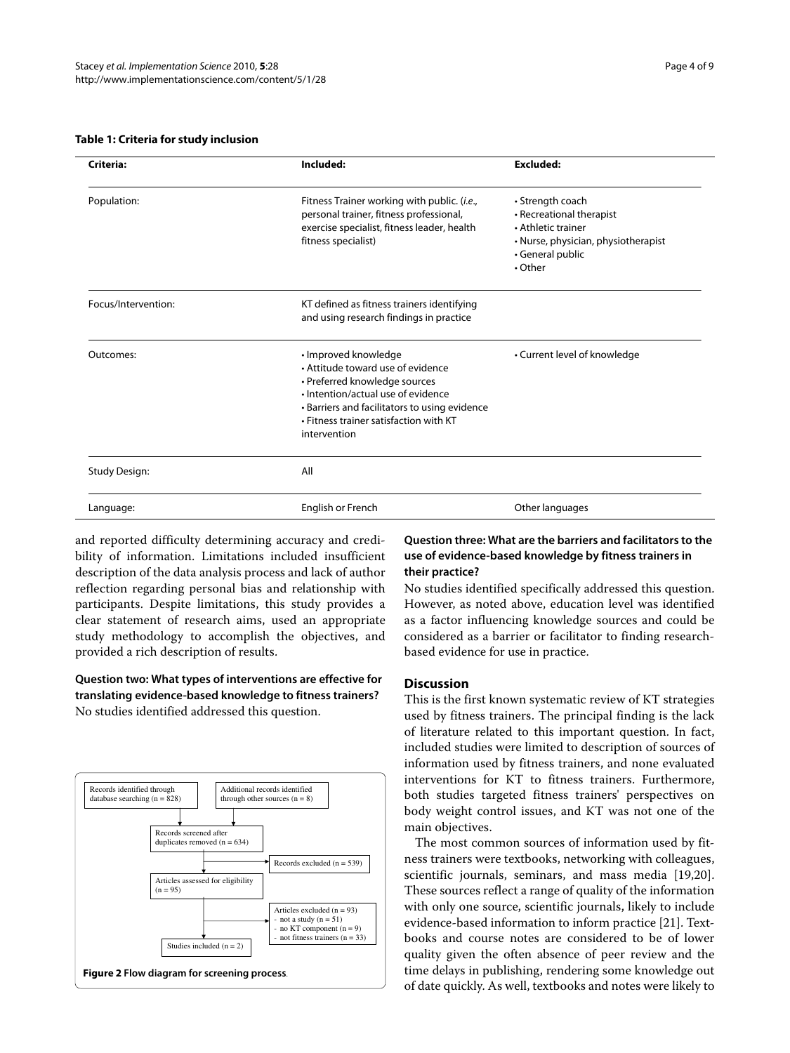**Table 1: Criteria for study inclusion**

| Criteria: | Included: | Excluded: |
| --- | --- | --- |
| Population: | Fitness Trainer working with public. (*i.e.*, personal trainer, fitness professional, exercise specialist, fitness leader, health fitness specialist) | • Strength coach<br>• Recreational therapist<br>• Athletic trainer<br>• Nurse, physician, physiotherapist<br>• General public<br>• Other |
| Focus/Intervention: | KT defined as fitness trainers identifying and using research findings in practice | |
| Outcomes: | • Improved knowledge<br>• Attitude toward use of evidence<br>• Preferred knowledge sources<br>• Intention/actual use of evidence<br>• Barriers and facilitators to using evidence<br>• Fitness trainer satisfaction with KT intervention | • Current level of knowledge |
| Study Design: | All | |
| Language: | English or French | Other languages |

and reported difficulty determining accuracy and credibility of information. Limitations included insufficient description of the data analysis process and lack of author reflection regarding personal bias and relationship with participants. Despite limitations, this study provides a clear statement of research aims, used an appropriate study methodology to accomplish the objectives, and provided a rich description of results.

**Question two: What types of interventions are effective for translating evidence-based knowledge to fitness trainers?**
No studies identified addressed this question.

Records identified through database searching (n = 828)
Additional records identified through other sources (n = 8)
Records screened after duplicates removed (n = 634)
Records excluded (n = 539)
Articles assessed for eligibility (n = 95)
Articles excluded (n = 93)
- not a study (n = 51)
- no KT component (n = 9)
- not fitness trainers (n = 33)
Studies included (n = 2)

**Figure 2 Flow diagram for screening process**.

**Question three: What are the barriers and facilitators to the use of evidence-based knowledge by fitness trainers in their practice?**
No studies identified specifically addressed this question. However, as noted above, education level was identified as a factor influencing knowledge sources and could be considered as a barrier or facilitator to finding research-based evidence for use in practice.

## Discussion

This is the first known systematic review of KT strategies used by fitness trainers. The principal finding is the lack of literature related to this important question. In fact, included studies were limited to description of sources of information used by fitness trainers, and none evaluated interventions for KT to fitness trainers. Furthermore, both studies targeted fitness trainers' perspectives on body weight control issues, and KT was not one of the main objectives.

The most common sources of information used by fitness trainers were textbooks, networking with colleagues, scientific journals, seminars, and mass media [19,20]. These sources reflect a range of quality of the information with only one source, scientific journals, likely to include evidence-based information to inform practice [21]. Textbooks and course notes are considered to be of lower quality given the often absence of peer review and the time delays in publishing, rendering some knowledge out of date quickly. As well, textbooks and notes were likely to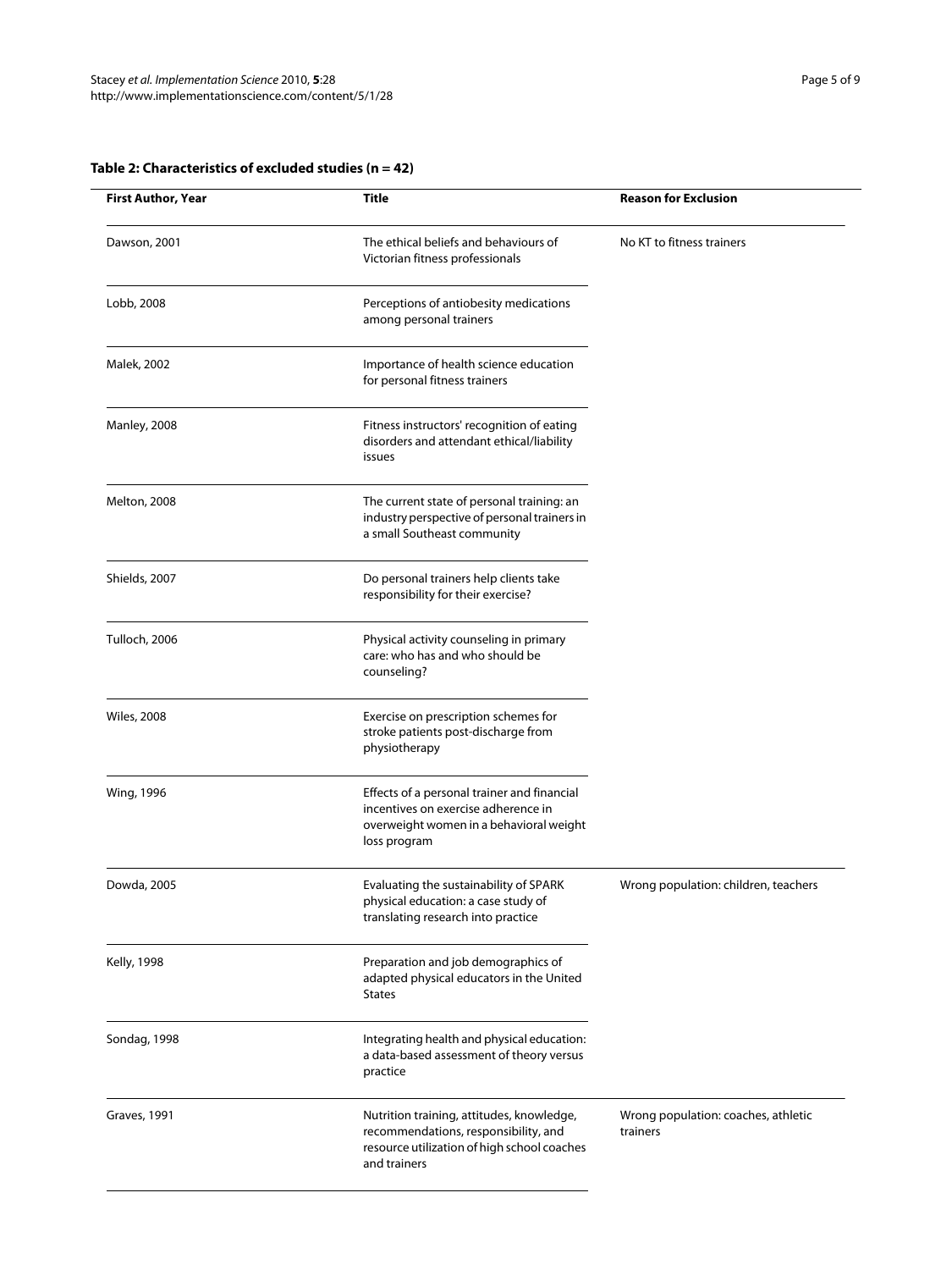**Table 2: Characteristics of excluded studies (n = 42)**

| First Author, Year | Title | Reason for Exclusion |
| --- | --- | --- |
| Dawson, 2001 | The ethical beliefs and behaviours of Victorian fitness professionals | No KT to fitness trainers |
| Lobb, 2008 | Perceptions of antiobesity medications among personal trainers | |
| Malek, 2002 | Importance of health science education for personal fitness trainers | |
| Manley, 2008 | Fitness instructors' recognition of eating disorders and attendant ethical/liability issues | |
| Melton, 2008 | The current state of personal training: an industry perspective of personal trainers in a small Southeast community | |
| Shields, 2007 | Do personal trainers help clients take responsibility for their exercise? | |
| Tulloch, 2006 | Physical activity counseling in primary care: who has and who should be counseling? | |
| Wiles, 2008 | Exercise on prescription schemes for stroke patients post-discharge from physiotherapy | |
| Wing, 1996 | Effects of a personal trainer and financial incentives on exercise adherence in overweight women in a behavioral weight loss program | |
| Dowda, 2005 | Evaluating the sustainability of SPARK physical education: a case study of translating research into practice | Wrong population: children, teachers |
| Kelly, 1998 | Preparation and job demographics of adapted physical educators in the United States | |
| Sondag, 1998 | Integrating health and physical education: a data-based assessment of theory versus practice | |
| Graves, 1991 | Nutrition training, attitudes, knowledge, recommendations, responsibility, and resource utilization of high school coaches and trainers | Wrong population: coaches, athletic trainers |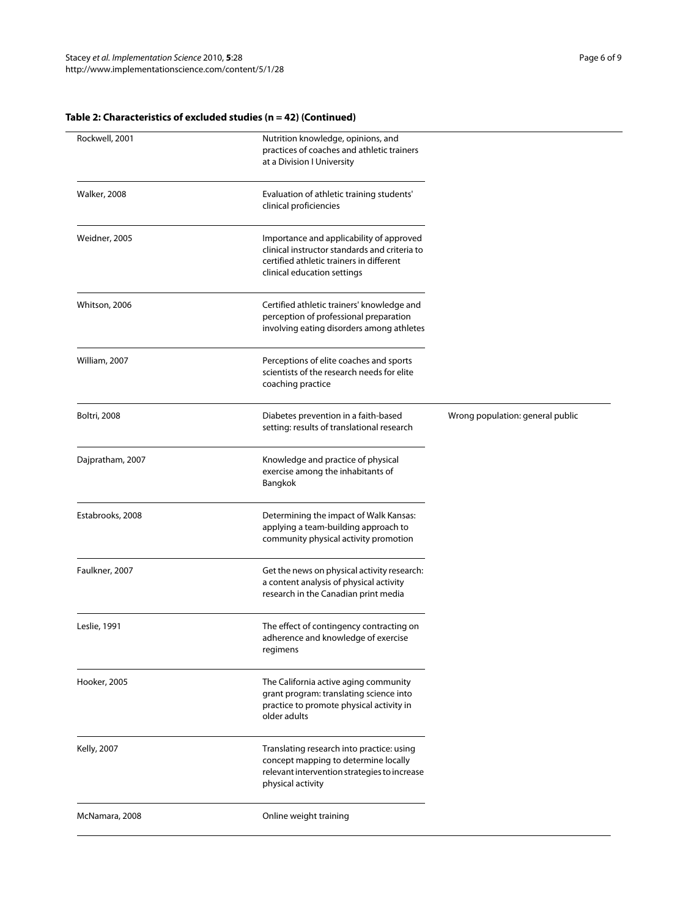**Table 2: Characteristics of excluded studies (n = 42) (Continued)**

| | | |
|---|---|---|
| Rockwell, 2001 | Nutrition knowledge, opinions, and practices of coaches and athletic trainers at a Division I University | |
| Walker, 2008 | Evaluation of athletic training students' clinical proficiencies | |
| Weidner, 2005 | Importance and applicability of approved clinical instructor standards and criteria to certified athletic trainers in different clinical education settings | |
| Whitson, 2006 | Certified athletic trainers' knowledge and perception of professional preparation involving eating disorders among athletes | |
| William, 2007 | Perceptions of elite coaches and sports scientists of the research needs for elite coaching practice | |
| Boltri, 2008 | Diabetes prevention in a faith-based setting: results of translational research | Wrong population: general public |
| Dajpratham, 2007 | Knowledge and practice of physical exercise among the inhabitants of Bangkok | |
| Estabrooks, 2008 | Determining the impact of Walk Kansas: applying a team-building approach to community physical activity promotion | |
| Faulkner, 2007 | Get the news on physical activity research: a content analysis of physical activity research in the Canadian print media | |
| Leslie, 1991 | The effect of contingency contracting on adherence and knowledge of exercise regimens | |
| Hooker, 2005 | The California active aging community grant program: translating science into practice to promote physical activity in older adults | |
| Kelly, 2007 | Translating research into practice: using concept mapping to determine locally relevant intervention strategies to increase physical activity | |
| McNamara, 2008 | Online weight training | |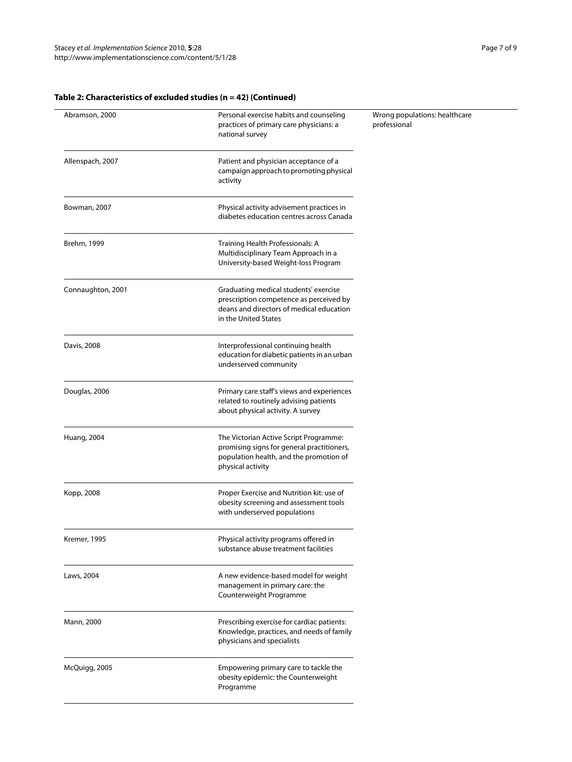**Table 2: Characteristics of excluded studies (n = 42) (Continued)**

| | | |
|---|---|---|
| Abramson, 2000 | Personal exercise habits and counseling practices of primary care physicians: a national survey | Wrong populations: healthcare professional |
| Allenspach, 2007 | Patient and physician acceptance of a campaign approach to promoting physical activity | |
| Bowman, 2007 | Physical activity advisement practices in diabetes education centres across Canada | |
| Brehm, 1999 | Training Health Professionals: A Multidisciplinary Team Approach in a University-based Weight-loss Program | |
| Connaughton, 2001 | Graduating medical students' exercise prescription competence as perceived by deans and directors of medical education in the United States | |
| Davis, 2008 | Interprofessional continuing health education for diabetic patients in an urban underserved community | |
| Douglas, 2006 | Primary care staff's views and experiences related to routinely advising patients about physical activity. A survey | |
| Huang, 2004 | The Victorian Active Script Programme: promising signs for general practitioners, population health, and the promotion of physical activity | |
| Kopp, 2008 | Proper Exercise and Nutrition kit: use of obesity screening and assessment tools with underserved populations | |
| Kremer, 1995 | Physical activity programs offered in substance abuse treatment facilities | |
| Laws, 2004 | A new evidence-based model for weight management in primary care: the Counterweight Programme | |
| Mann, 2000 | Prescribing exercise for cardiac patients: Knowledge, practices, and needs of family physicians and specialists | |
| McQuigg, 2005 | Empowering primary care to tackle the obesity epidemic: the Counterweight Programme | |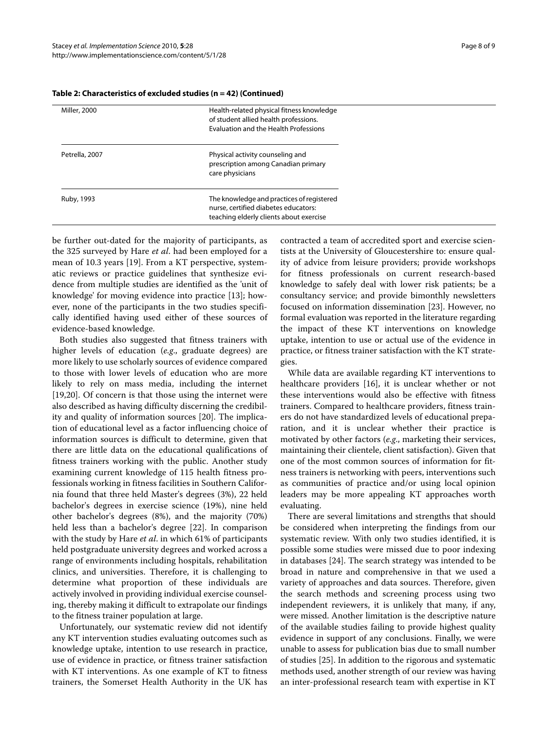**Table 2: Characteristics of excluded studies (n = 42) (Continued)**

| | |
|---|---|
| Miller, 2000 | Health-related physical fitness knowledge of student allied health professions. Evaluation and the Health Professions |
| Petrella, 2007 | Physical activity counseling and prescription among Canadian primary care physicians |
| Ruby, 1993 | The knowledge and practices of registered nurse, certified diabetes educators: teaching elderly clients about exercise |

be further out-dated for the majority of participants, as the 325 surveyed by Hare *et al*. had been employed for a mean of 10.3 years [19]. From a KT perspective, systematic reviews or practice guidelines that synthesize evidence from multiple studies are identified as the 'unit of knowledge' for moving evidence into practice [13]; however, none of the participants in the two studies specifically identified having used either of these sources of evidence-based knowledge.

Both studies also suggested that fitness trainers with higher levels of education (*e.g*., graduate degrees) are more likely to use scholarly sources of evidence compared to those with lower levels of education who are more likely to rely on mass media, including the internet [19,20]. Of concern is that those using the internet were also described as having difficulty discerning the credibility and quality of information sources [20]. The implication of educational level as a factor influencing choice of information sources is difficult to determine, given that there are little data on the educational qualifications of fitness trainers working with the public. Another study examining current knowledge of 115 health fitness professionals working in fitness facilities in Southern California found that three held Master's degrees (3%), 22 held bachelor's degrees in exercise science (19%), nine held other bachelor's degrees (8%), and the majority (70%) held less than a bachelor's degree [22]. In comparison with the study by Hare *et al*. in which 61% of participants held postgraduate university degrees and worked across a range of environments including hospitals, rehabilitation clinics, and universities. Therefore, it is challenging to determine what proportion of these individuals are actively involved in providing individual exercise counseling, thereby making it difficult to extrapolate our findings to the fitness trainer population at large.

Unfortunately, our systematic review did not identify any KT intervention studies evaluating outcomes such as knowledge uptake, intention to use research in practice, use of evidence in practice, or fitness trainer satisfaction with KT interventions. As one example of KT to fitness trainers, the Somerset Health Authority in the UK has contracted a team of accredited sport and exercise scientists at the University of Gloucestershire to: ensure quality of advice from leisure providers; provide workshops for fitness professionals on current research-based knowledge to safely deal with lower risk patients; be a consultancy service; and provide bimonthly newsletters focused on information dissemination [23]. However, no formal evaluation was reported in the literature regarding the impact of these KT interventions on knowledge uptake, intention to use or actual use of the evidence in practice, or fitness trainer satisfaction with the KT strategies.

While data are available regarding KT interventions to healthcare providers [16], it is unclear whether or not these interventions would also be effective with fitness trainers. Compared to healthcare providers, fitness trainers do not have standardized levels of educational preparation, and it is unclear whether their practice is motivated by other factors (*e.g*., marketing their services, maintaining their clientele, client satisfaction). Given that one of the most common sources of information for fitness trainers is networking with peers, interventions such as communities of practice and/or using local opinion leaders may be more appealing KT approaches worth evaluating.

There are several limitations and strengths that should be considered when interpreting the findings from our systematic review. With only two studies identified, it is possible some studies were missed due to poor indexing in databases [24]. The search strategy was intended to be broad in nature and comprehensive in that we used a variety of approaches and data sources. Therefore, given the search methods and screening process using two independent reviewers, it is unlikely that many, if any, were missed. Another limitation is the descriptive nature of the available studies failing to provide highest quality evidence in support of any conclusions. Finally, we were unable to assess for publication bias due to small number of studies [25]. In addition to the rigorous and systematic methods used, another strength of our review was having an inter-professional research team with expertise in KT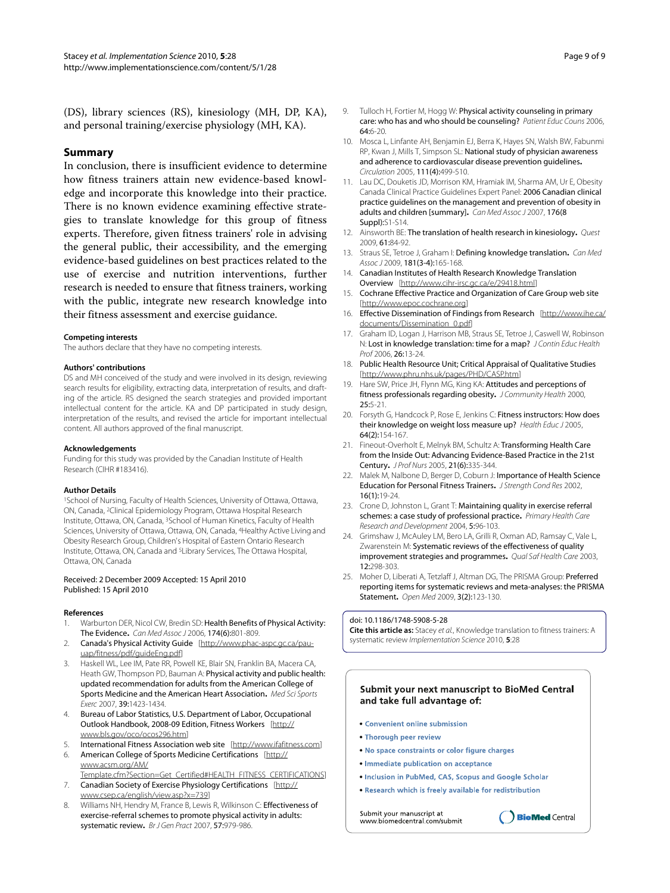(DS), library sciences (RS), kinesiology (MH, DP, KA), and personal training/exercise physiology (MH, KA).

## Summary

In conclusion, there is insufficient evidence to determine how fitness trainers attain new evidence-based knowledge and incorporate this knowledge into their practice. There is no known evidence examining effective strategies to translate knowledge for this group of fitness experts. Therefore, given fitness trainers' role in advising the general public, their accessibility, and the emerging evidence-based guidelines on best practices related to the use of exercise and nutrition interventions, further research is needed to ensure that fitness trainers, working with the public, integrate new research knowledge into their fitness assessment and exercise guidance.

#### Competing interests

The authors declare that they have no competing interests.

#### Authors' contributions

DS and MH conceived of the study and were involved in its design, reviewing search results for eligibility, extracting data, interpretation of results, and drafting of the article. RS designed the search strategies and provided important intellectual content for the article. KA and DP participated in study design, interpretation of the results, and revised the article for important intellectual content. All authors approved of the final manuscript.

#### Acknowledgements

Funding for this study was provided by the Canadian Institute of Health Research (CIHR #183416).

#### Author Details

[1]School of Nursing, Faculty of Health Sciences, University of Ottawa, Ottawa, ON, Canada, [2]Clinical Epidemiology Program, Ottawa Hospital Research Institute, Ottawa, ON, Canada, [3]School of Human Kinetics, Faculty of Health Sciences, University of Ottawa, Ottawa, ON, Canada, [4]Healthy Active Living and Obesity Research Group, Children's Hospital of Eastern Ontario Research Institute, Ottawa, ON, Canada and [5]Library Services, The Ottawa Hospital, Ottawa, ON, Canada

Received: 2 December 2009 Accepted: 15 April 2010
Published: 15 April 2010

#### References

1. Warburton DER, Nicol CW, Bredin SD: **Health Benefits of Physical Activity: The Evidence.** *Can Med Assoc J* 2006, **174(6):**801-809.
2. Canada's Physical Activity Guide [http://www.phac-aspc.gc.ca/pau-uap/fitness/pdf/guideEng.pdf]
3. Haskell WL, Lee IM, Pate RR, Powell KE, Blair SN, Franklin BA, Macera CA, Heath GW, Thompson PD, Bauman A: **Physical activity and public health: updated recommendation for adults from the American College of Sports Medicine and the American Heart Association.** *Med Sci Sports Exerc* 2007, **39:**1423-1434.
4. Bureau of Labor Statistics, U.S. Department of Labor, Occupational Outlook Handbook, 2008-09 Edition, Fitness Workers [http://www.bls.gov/oco/ocos296.htm]
5. International Fitness Association web site [http://www.ifafitness.com]
6. American College of Sports Medicine Certifications [http://www.acsm.org/AM/Template.cfm?Section=Get_Certified#HEALTH_FITNESS_CERTIFICATIONS]
7. Canadian Society of Exercise Physiology Certifications [http://www.csep.ca/english/view.asp?x=739]
8. Williams NH, Hendry M, France B, Lewis R, Wilkinson C: **Effectiveness of exercise-referral schemes to promote physical activity in adults: systematic review.** *Br J Gen Pract* 2007, **57:**979-986.
9. Tulloch H, Fortier M, Hogg W: **Physical activity counseling in primary care: who has and who should be counseling?** *Patient Educ Couns* 2006, **64:**6-20.
10. Mosca L, Linfante AH, Benjamin EJ, Berra K, Hayes SN, Walsh BW, Fabunmi RP, Kwan J, Mills T, Simpson SL: **National study of physician awareness and adherence to cardiovascular disease prevention guidelines.** *Circulation* 2005, **111(4):**499-510.
11. Lau DC, Douketis JD, Morrison KM, Hramiak IM, Sharma AM, Ur E, Obesity Canada Clinical Practice Guidelines Expert Panel: **2006 Canadian clinical practice guidelines on the management and prevention of obesity in adults and children [summary].** *Can Med Assoc J* 2007, **176(8 Suppl):**S1-S14.
12. Ainsworth BE: **The translation of health research in kinesiology.** *Quest* 2009, **61:**84-92.
13. Straus SE, Tetroe J, Graham I: **Defining knowledge translation.** *Can Med Assoc J* 2009, **181(3-4):**165-168.
14. Canadian Institutes of Health Research Knowledge Translation Overview [http://www.cihr-irsc.gc.ca/e/29418.html]
15. Cochrane Effective Practice and Organization of Care Group web site [http://www.epoc.cochrane.org]
16. Effective Dissemination of Findings from Research [http://www.ihe.ca/documents/Dissemination_0.pdf]
17. Graham ID, Logan J, Harrison MB, Straus SE, Tetroe J, Caswell W, Robinson N: **Lost in knowledge translation: time for a map?** *J Contin Educ Health Prof* 2006, **26:**13-24.
18. Public Health Resource Unit; Critical Appraisal of Qualitative Studies [http://www.phru.nhs.uk/pages/PHD/CASP.htm]
19. Hare SW, Price JH, Flynn MG, King KA: **Attitudes and perceptions of fitness professionals regarding obesity.** *J Community Health* 2000, **25:**5-21.
20. Forsyth G, Handcock P, Rose E, Jenkins C: **Fitness instructors: How does their knowledge on weight loss measure up?** *Health Educ J* 2005, **64(2):**154-167.
21. Fineout-Overholt E, Melnyk BM, Schultz A: **Transforming Health Care from the Inside Out: Advancing Evidence-Based Practice in the 21st Century.** *J Prof Nurs* 2005, **21(6):**335-344.
22. Malek M, Nalbone D, Berger D, Coburn J: **Importance of Health Science Education for Personal Fitness Trainers.** *J Strength Cond Res* 2002, **16(1):**19-24.
23. Crone D, Johnston L, Grant T: **Maintaining quality in exercise referral schemes: a case study of professional practice.** *Primary Health Care Research and Development* 2004, **5:**96-103.
24. Grimshaw J, McAuley LM, Bero LA, Grilli R, Oxman AD, Ramsay C, Vale L, Zwarenstein M: **Systematic reviews of the effectiveness of quality improvement strategies and programmes.** *Qual Saf Health Care* 2003, **12:**298-303.
25. Moher D, Liberati A, Tetzlaff J, Altman DG, The PRISMA Group: **Preferred reporting items for systematic reviews and meta-analyses: the PRISMA Statement.** *Open Med* 2009, **3(2):**123-130.

doi: 10.1186/1748-5908-5-28
**Cite this article as:** Stacey *et al.*, Knowledge translation to fitness trainers: A systematic review *Implementation Science* 2010, **5**:28